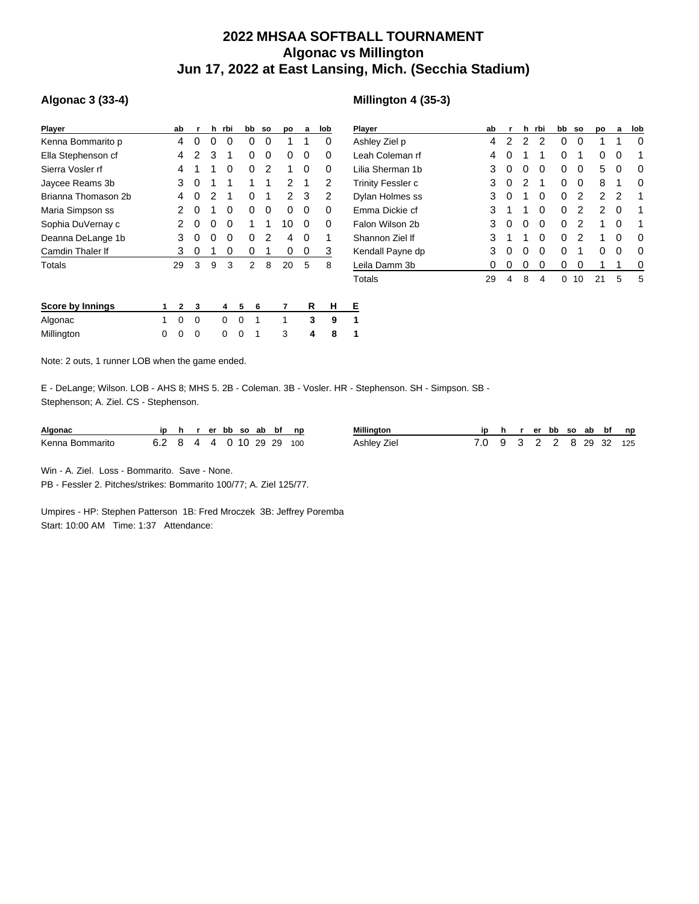# 2022 MHSAA SOFTBALL TOURNAMENT
## Algonac vs Millington
## Jun 17, 2022 at East Lansing, Mich. (Secchia Stadium)

### Algonac 3 (33-4)

| Player | ab | r | h | rbi | bb | so | po | a | lob |
|---|---|---|---|---|---|---|---|---|---|
| Kenna Bommarito p | 4 | 0 | 0 | 0 | 0 | 0 | 1 | 1 | 0 |
| Ella Stephenson cf | 4 | 2 | 3 | 1 | 0 | 0 | 0 | 0 | 0 |
| Sierra Vosler rf | 4 | 1 | 1 | 0 | 0 | 2 | 1 | 0 | 0 |
| Jaycee Reams 3b | 3 | 0 | 1 | 1 | 1 | 1 | 2 | 1 | 2 |
| Brianna Thomason 2b | 4 | 0 | 2 | 1 | 0 | 1 | 2 | 3 | 2 |
| Maria Simpson ss | 2 | 0 | 1 | 0 | 0 | 0 | 0 | 0 | 0 |
| Sophia DuVernay c | 2 | 0 | 0 | 0 | 1 | 1 | 10 | 0 | 0 |
| Deanna DeLange 1b | 3 | 0 | 0 | 0 | 0 | 2 | 4 | 0 | 1 |
| Camdin Thaler lf | 3 | 0 | 1 | 0 | 0 | 1 | 0 | 0 | 3 |
| Totals | 29 | 3 | 9 | 3 | 2 | 8 | 20 | 5 | 8 |

### Millington 4 (35-3)

| Player | ab | r | h | rbi | bb | so | po | a | lob |
|---|---|---|---|---|---|---|---|---|---|
| Ashley Ziel p | 4 | 2 | 2 | 2 | 0 | 0 | 1 | 1 | 0 |
| Leah Coleman rf | 4 | 0 | 1 | 1 | 0 | 1 | 0 | 0 | 1 |
| Lilia Sherman 1b | 3 | 0 | 0 | 0 | 0 | 0 | 5 | 0 | 0 |
| Trinity Fessler c | 3 | 0 | 2 | 1 | 0 | 0 | 8 | 1 | 0 |
| Dylan Holmes ss | 3 | 0 | 1 | 0 | 0 | 2 | 2 | 2 | 1 |
| Emma Dickie cf | 3 | 1 | 1 | 0 | 0 | 2 | 2 | 0 | 1 |
| Falon Wilson 2b | 3 | 0 | 0 | 0 | 0 | 2 | 1 | 0 | 1 |
| Shannon Ziel lf | 3 | 1 | 1 | 0 | 0 | 2 | 1 | 0 | 0 |
| Kendall Payne dp | 3 | 0 | 0 | 0 | 0 | 1 | 0 | 0 | 0 |
| Leila Damm 3b | 0 | 0 | 0 | 0 | 0 | 0 | 1 | 1 | 0 |
| Totals | 29 | 4 | 8 | 4 | 0 | 10 | 21 | 5 | 5 |

| Score by Innings | 1 | 2 | 3 | 4 | 5 | 6 | 7 | R | H | E |
|---|---|---|---|---|---|---|---|---|---|---|
| Algonac | 1 | 0 | 0 | 0 | 0 | 1 | 1 | 3 | 9 | 1 |
| Millington | 0 | 0 | 0 | 0 | 0 | 1 | 3 | 4 | 8 | 1 |

Note: 2 outs, 1 runner LOB when the game ended.

E - DeLange; Wilson. LOB - AHS 8; MHS 5. 2B - Coleman. 3B - Vosler. HR - Stephenson. SH - Simpson. SB - Stephenson; A. Ziel. CS - Stephenson.

| Algonac | ip | h | r | er | bb | so | ab | bf | np |
|---|---|---|---|---|---|---|---|---|---|
| Kenna Bommarito | 6.2 | 8 | 4 | 4 | 0 | 10 | 29 | 29 | 100 |

| Millington | ip | h | r | er | bb | so | ab | bf | np |
|---|---|---|---|---|---|---|---|---|---|
| Ashley Ziel | 7.0 | 9 | 3 | 2 | 2 | 8 | 29 | 32 | 125 |

Win - A. Ziel. Loss - Bommarito. Save - None.
PB - Fessler 2. Pitches/strikes: Bommarito 100/77; A. Ziel 125/77.

Umpires - HP: Stephen Patterson 1B: Fred Mroczek 3B: Jeffrey Poremba
Start: 10:00 AM Time: 1:37 Attendance: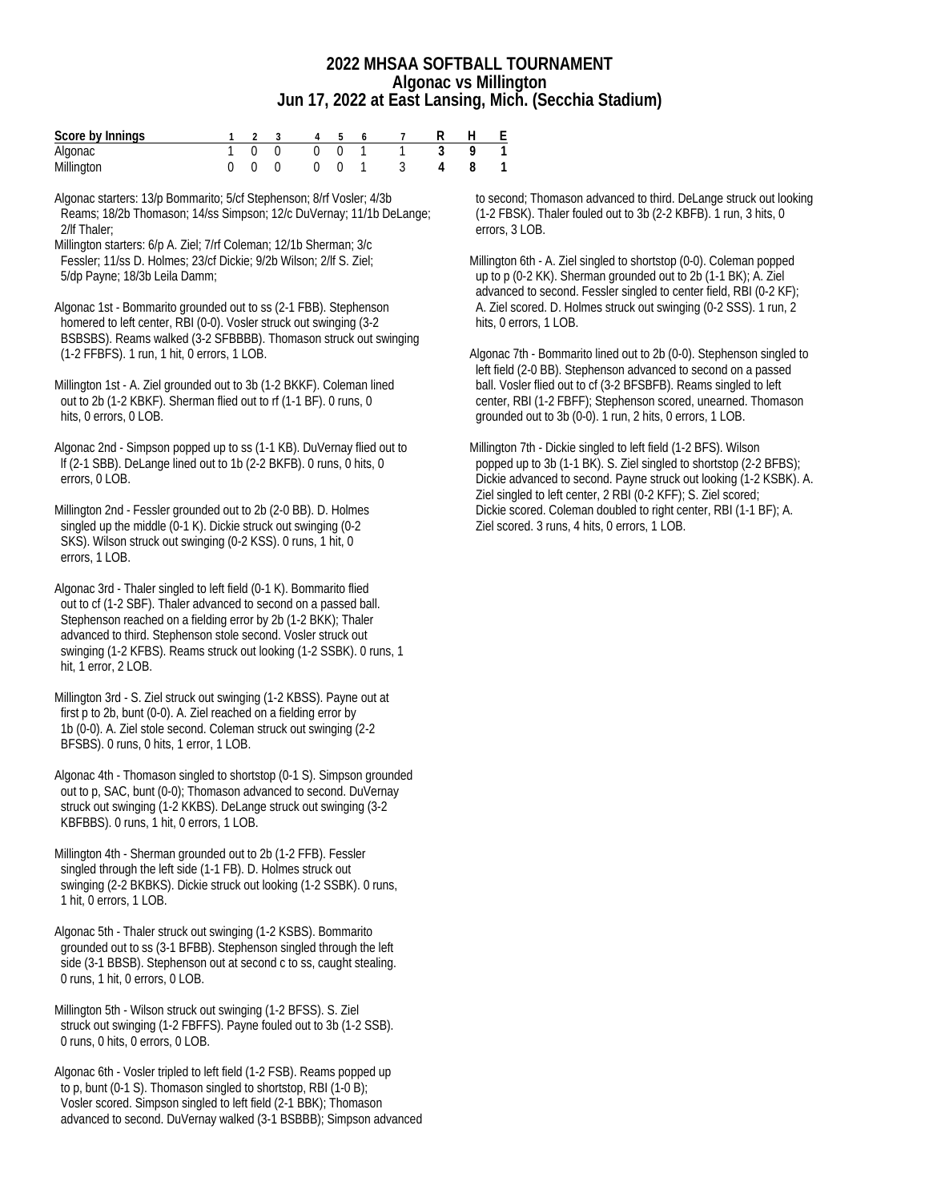# 2022 MHSAA SOFTBALL TOURNAMENT
## Algonac vs Millington
## Jun 17, 2022 at East Lansing, Mich. (Secchia Stadium)

| Score by Innings | 1 | 2 | 3 | 4 | 5 | 6 | 7 | R | H | E |
|---|---|---|---|---|---|---|---|---|---|---|
| Algonac | 1 | 0 | 0 | 0 | 0 | 1 | 1 | 3 | 9 | 1 |
| Millington | 0 | 0 | 0 | 0 | 0 | 1 | 3 | 4 | 8 | 1 |

Algonac starters: 13/p Bommarito; 5/cf Stephenson; 8/rf Vosler; 4/3b Reams; 18/2b Thomason; 14/ss Simpson; 12/c DuVernay; 11/1b DeLange; 2/lf Thaler;

Millington starters: 6/p A. Ziel; 7/rf Coleman; 12/1b Sherman; 3/c Fessler; 11/ss D. Holmes; 23/cf Dickie; 9/2b Wilson; 2/lf S. Ziel; 5/dp Payne; 18/3b Leila Damm;

Algonac 1st - Bommarito grounded out to ss (2-1 FBB). Stephenson homered to left center, RBI (0-0). Vosler struck out swinging (3-2 BSBSBS). Reams walked (3-2 SFBBBB). Thomason struck out swinging (1-2 FFBFS). 1 run, 1 hit, 0 errors, 1 LOB.

Millington 1st - A. Ziel grounded out to 3b (1-2 BKKF). Coleman lined out to 2b (1-2 KBKF). Sherman flied out to rf (1-1 BF). 0 runs, 0 hits, 0 errors, 0 LOB.

Algonac 2nd - Simpson popped up to ss (1-1 KB). DuVernay flied out to lf (2-1 SBB). DeLange lined out to 1b (2-2 BKFB). 0 runs, 0 hits, 0 errors, 0 LOB.

Millington 2nd - Fessler grounded out to 2b (2-0 BB). D. Holmes singled up the middle (0-1 K). Dickie struck out swinging (0-2 SKS). Wilson struck out swinging (0-2 KSS). 0 runs, 1 hit, 0 errors, 1 LOB.

Algonac 3rd - Thaler singled to left field (0-1 K). Bommarito flied out to cf (1-2 SBF). Thaler advanced to second on a passed ball. Stephenson reached on a fielding error by 2b (1-2 BKK); Thaler advanced to third. Stephenson stole second. Vosler struck out swinging (1-2 KFBS). Reams struck out looking (1-2 SSBK). 0 runs, 1 hit, 1 error, 2 LOB.

Millington 3rd - S. Ziel struck out swinging (1-2 KBSS). Payne out at first p to 2b, bunt (0-0). A. Ziel reached on a fielding error by 1b (0-0). A. Ziel stole second. Coleman struck out swinging (2-2 BFSBS). 0 runs, 0 hits, 1 error, 1 LOB.

Algonac 4th - Thomason singled to shortstop (0-1 S). Simpson grounded out to p, SAC, bunt (0-0); Thomason advanced to second. DuVernay struck out swinging (1-2 KKBS). DeLange struck out swinging (3-2 KBFBBS). 0 runs, 1 hit, 0 errors, 1 LOB.

Millington 4th - Sherman grounded out to 2b (1-2 FFB). Fessler singled through the left side (1-1 FB). D. Holmes struck out swinging (2-2 BKBKS). Dickie struck out looking (1-2 SSBK). 0 runs, 1 hit, 0 errors, 1 LOB.

Algonac 5th - Thaler struck out swinging (1-2 KSBS). Bommarito grounded out to ss (3-1 BFBB). Stephenson singled through the left side (3-1 BBSB). Stephenson out at second c to ss, caught stealing. 0 runs, 1 hit, 0 errors, 0 LOB.

Millington 5th - Wilson struck out swinging (1-2 BFSS). S. Ziel struck out swinging (1-2 FBFFS). Payne fouled out to 3b (1-2 SSB). 0 runs, 0 hits, 0 errors, 0 LOB.

Algonac 6th - Vosler tripled to left field (1-2 FSB). Reams popped up to p, bunt (0-1 S). Thomason singled to shortstop, RBI (1-0 B); Vosler scored. Simpson singled to left field (2-1 BBK); Thomason advanced to second. DuVernay walked (3-1 BSBBB); Simpson advanced to second; Thomason advanced to third. DeLange struck out looking (1-2 FBSK). Thaler fouled out to 3b (2-2 KBFB). 1 run, 3 hits, 0 errors, 3 LOB.

Millington 6th - A. Ziel singled to shortstop (0-0). Coleman popped up to p (0-2 KK). Sherman grounded out to 2b (1-1 BK); A. Ziel advanced to second. Fessler singled to center field, RBI (0-2 KF); A. Ziel scored. D. Holmes struck out swinging (0-2 SSS). 1 run, 2 hits, 0 errors, 1 LOB.

Algonac 7th - Bommarito lined out to 2b (0-0). Stephenson singled to left field (2-0 BB). Stephenson advanced to second on a passed ball. Vosler flied out to cf (3-2 BFSBFB). Reams singled to left center, RBI (1-2 FBFF); Stephenson scored, unearned. Thomason grounded out to 3b (0-0). 1 run, 2 hits, 0 errors, 1 LOB.

Millington 7th - Dickie singled to left field (1-2 BFS). Wilson popped up to 3b (1-1 BK). S. Ziel singled to shortstop (2-2 BFBS); Dickie advanced to second. Payne struck out looking (1-2 KSBK). A. Ziel singled to left center, 2 RBI (0-2 KFF); S. Ziel scored; Dickie scored. Coleman doubled to right center, RBI (1-1 BF); A. Ziel scored. 3 runs, 4 hits, 0 errors, 1 LOB.